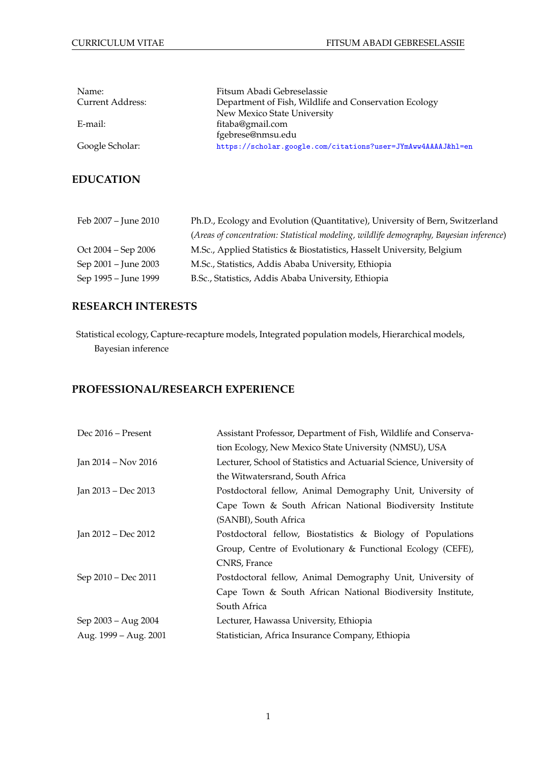| | |
|---|---|
| Name: | Fitsum Abadi Gebreselassie |
| Current Address: | Department of Fish, Wildlife and Conservation Ecology<br>New Mexico State University |
| E-mail: | fitaba@gmail.com<br>fgebrese@nmsu.edu |
| Google Scholar: | https://scholar.google.com/citations?user=JYmAww4AAAAJ&hl=en |

## EDUCATION

| | |
|---|---|
| Feb 2007 – June 2010 | Ph.D., Ecology and Evolution (Quantitative), University of Bern, Switzerland<br>(*Areas of concentration: Statistical modeling, wildlife demography, Bayesian inference*) |
| Oct 2004 – Sep 2006 | M.Sc., Applied Statistics & Biostatistics, Hasselt University, Belgium |
| Sep 2001 – June 2003 | M.Sc., Statistics, Addis Ababa University, Ethiopia |
| Sep 1995 – June 1999 | B.Sc., Statistics, Addis Ababa University, Ethiopia |

## RESEARCH INTERESTS

Statistical ecology, Capture-recapture models, Integrated population models, Hierarchical models, Bayesian inference

## PROFESSIONAL/RESEARCH EXPERIENCE

| | |
|---|---|
| Dec 2016 – Present | Assistant Professor, Department of Fish, Wildlife and Conservation Ecology, New Mexico State University (NMSU), USA |
| Jan 2014 – Nov 2016 | Lecturer, School of Statistics and Actuarial Science, University of the Witwatersrand, South Africa |
| Jan 2013 – Dec 2013 | Postdoctoral fellow, Animal Demography Unit, University of Cape Town & South African National Biodiversity Institute (SANBI), South Africa |
| Jan 2012 – Dec 2012 | Postdoctoral fellow, Biostatistics & Biology of Populations Group, Centre of Evolutionary & Functional Ecology (CEFE), CNRS, France |
| Sep 2010 – Dec 2011 | Postdoctoral fellow, Animal Demography Unit, University of Cape Town & South African National Biodiversity Institute, South Africa |
| Sep 2003 – Aug 2004 | Lecturer, Hawassa University, Ethiopia |
| Aug. 1999 – Aug. 2001 | Statistician, Africa Insurance Company, Ethiopia |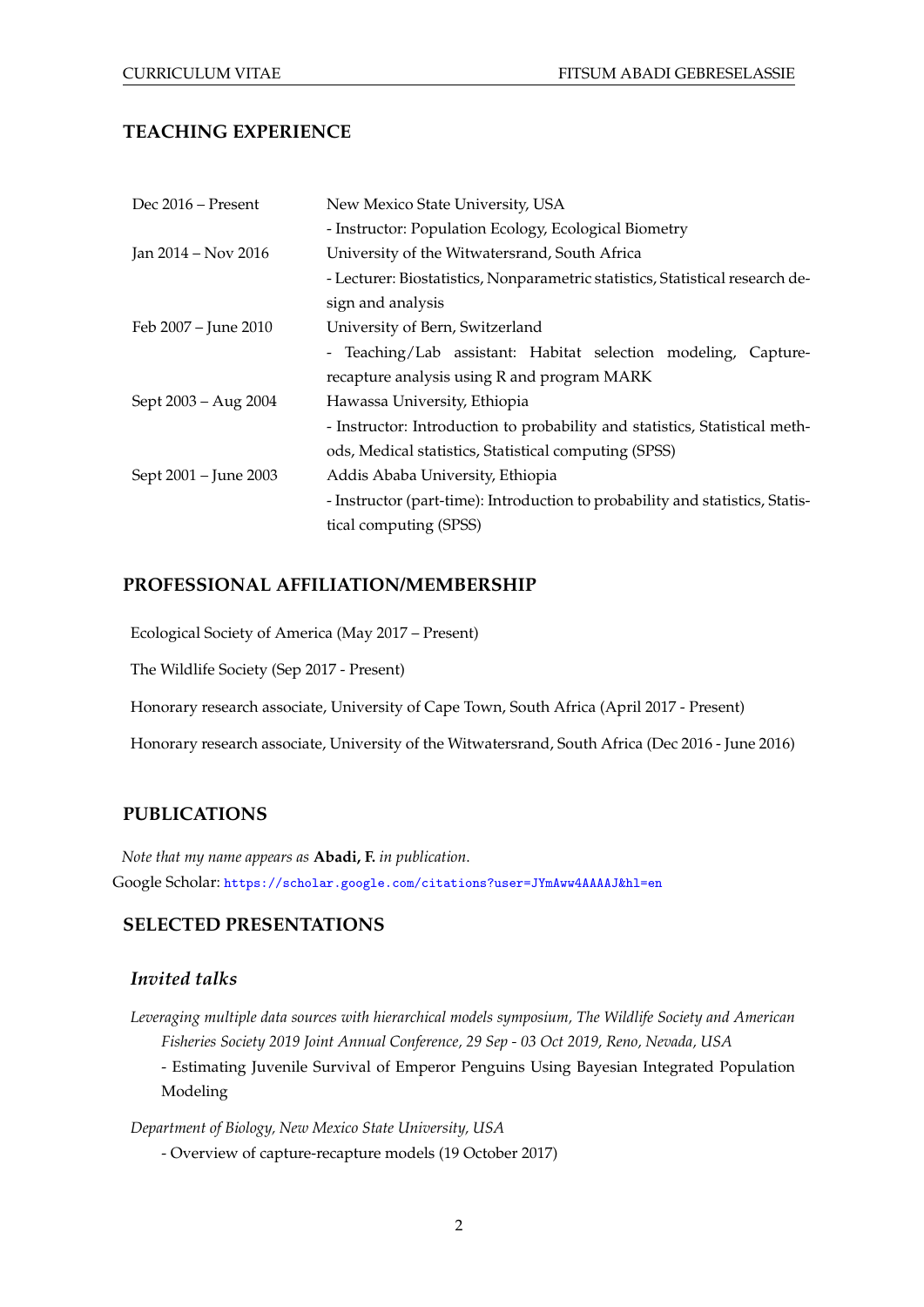## TEACHING EXPERIENCE

| | |
|---|---|
| Dec 2016 – Present | New Mexico State University, USA<br>- Instructor: Population Ecology, Ecological Biometry |
| Jan 2014 – Nov 2016 | University of the Witwatersrand, South Africa<br>- Lecturer: Biostatistics, Nonparametric statistics, Statistical research design and analysis |
| Feb 2007 – June 2010 | University of Bern, Switzerland<br>- Teaching/Lab assistant: Habitat selection modeling, Capture-recapture analysis using R and program MARK |
| Sept 2003 – Aug 2004 | Hawassa University, Ethiopia<br>- Instructor: Introduction to probability and statistics, Statistical methods, Medical statistics, Statistical computing (SPSS) |
| Sept 2001 – June 2003 | Addis Ababa University, Ethiopia<br>- Instructor (part-time): Introduction to probability and statistics, Statistical computing (SPSS) |

## PROFESSIONAL AFFILIATION/MEMBERSHIP

Ecological Society of America (May 2017 – Present)

The Wildlife Society (Sep 2017 - Present)

Honorary research associate, University of Cape Town, South Africa (April 2017 - Present)

Honorary research associate, University of the Witwatersrand, South Africa (Dec 2016 - June 2016)

## PUBLICATIONS

*Note that my name appears as* **Abadi, F.** *in publication.*

Google Scholar: https://scholar.google.com/citations?user=JYmAww4AAAAJ&hl=en

## SELECTED PRESENTATIONS

### *Invited talks*

*Leveraging multiple data sources with hierarchical models symposium, The Wildlife Society and American Fisheries Society 2019 Joint Annual Conference, 29 Sep - 03 Oct 2019, Reno, Nevada, USA*

- Estimating Juvenile Survival of Emperor Penguins Using Bayesian Integrated Population Modeling

*Department of Biology, New Mexico State University, USA*

- Overview of capture-recapture models (19 October 2017)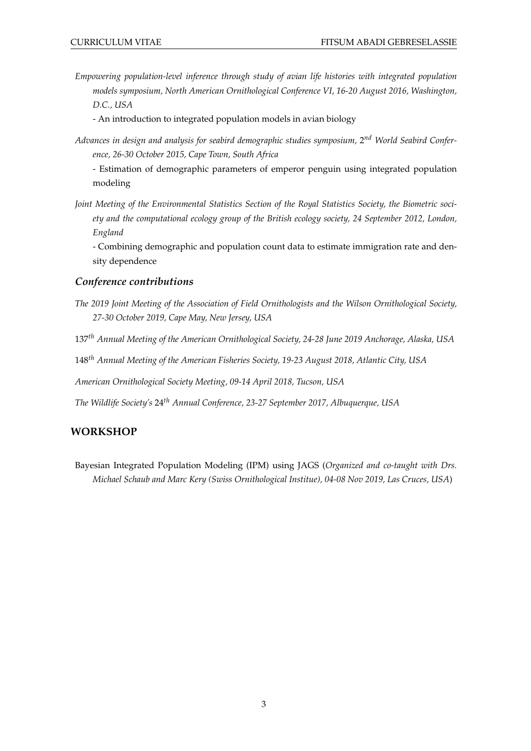*Empowering population-level inference through study of avian life histories with integrated population models symposium, North American Ornithological Conference VI, 16-20 August 2016, Washington, D.C., USA*

- An introduction to integrated population models in avian biology

*Advances in design and analysis for seabird demographic studies symposium,* 2[nd] *World Seabird Conference, 26-30 October 2015, Cape Town, South Africa*

- Estimation of demographic parameters of emperor penguin using integrated population modeling

*Joint Meeting of the Environmental Statistics Section of the Royal Statistics Society, the Biometric society and the computational ecology group of the British ecology society, 24 September 2012, London, England*

- Combining demographic and population count data to estimate immigration rate and density dependence

### *Conference contributions*

*The 2019 Joint Meeting of the Association of Field Ornithologists and the Wilson Ornithological Society, 27-30 October 2019, Cape May, New Jersey, USA*

137[th] *Annual Meeting of the American Ornithological Society, 24-28 June 2019 Anchorage, Alaska, USA*

148[th] *Annual Meeting of the American Fisheries Society, 19-23 August 2018, Atlantic City, USA*

*American Ornithological Society Meeting, 09-14 April 2018, Tucson, USA*

*The Wildlife Society's* 24[th] *Annual Conference, 23-27 September 2017, Albuquerque, USA*

## WORKSHOP

Bayesian Integrated Population Modeling (IPM) using JAGS (*Organized and co-taught with Drs. Michael Schaub and Marc Kery (Swiss Ornithological Institue), 04-08 Nov 2019, Las Cruces, USA*)